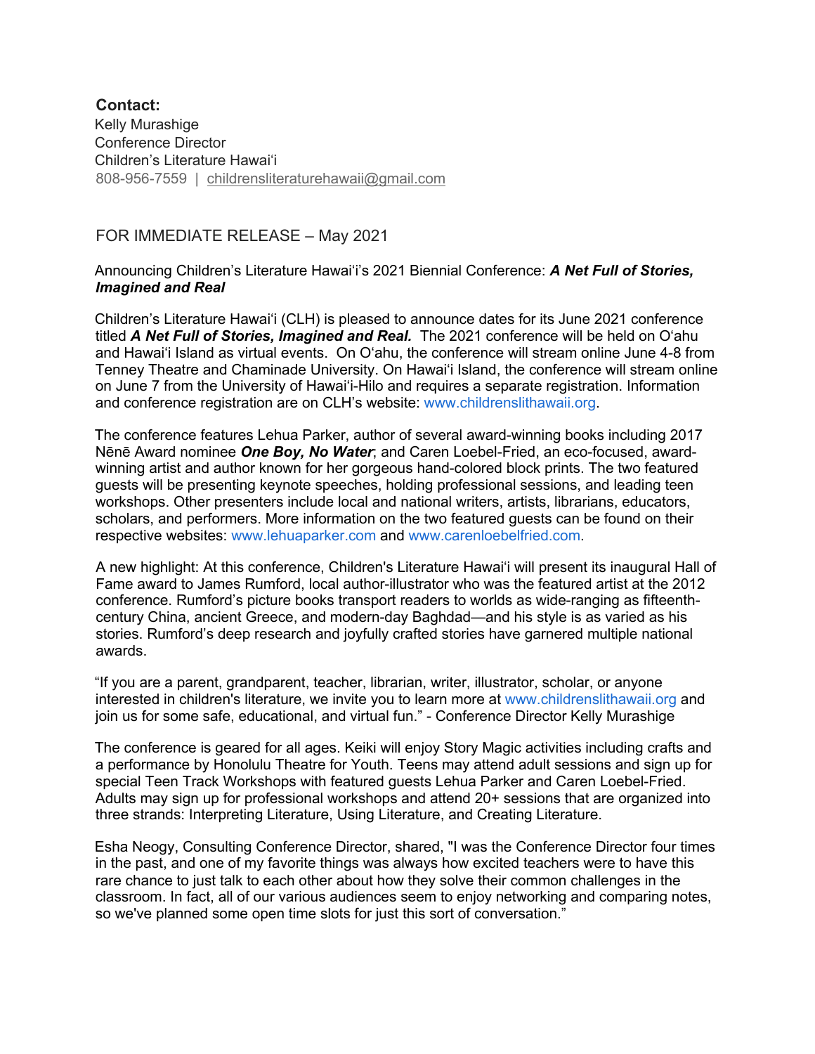**Contact:**
Kelly Murashige
Conference Director
Children's Literature Hawai'i
808-956-7559 | childrensliteraturehawaii@gmail.com

FOR IMMEDIATE RELEASE – May 2021

Announcing Children's Literature Hawai'i's 2021 Biennial Conference: ***A Net Full of Stories, Imagined and Real***

Children's Literature Hawai'i (CLH) is pleased to announce dates for its June 2021 conference titled ***A Net Full of Stories, Imagined and Real.*** The 2021 conference will be held on O'ahu and Hawai'i Island as virtual events. On O'ahu, the conference will stream online June 4-8 from Tenney Theatre and Chaminade University. On Hawai'i Island, the conference will stream online on June 7 from the University of Hawai'i-Hilo and requires a separate registration. Information and conference registration are on CLH's website: www.childrenslithawaii.org.

The conference features Lehua Parker, author of several award-winning books including 2017 Nēnē Award nominee ***One Boy, No Water***; and Caren Loebel-Fried, an eco-focused, award-winning artist and author known for her gorgeous hand-colored block prints. The two featured guests will be presenting keynote speeches, holding professional sessions, and leading teen workshops. Other presenters include local and national writers, artists, librarians, educators, scholars, and performers. More information on the two featured guests can be found on their respective websites: www.lehuaparker.com and www.carenloebelfried.com.

A new highlight: At this conference, Children's Literature Hawai'i will present its inaugural Hall of Fame award to James Rumford, local author-illustrator who was the featured artist at the 2012 conference. Rumford's picture books transport readers to worlds as wide-ranging as fifteenth-century China, ancient Greece, and modern-day Baghdad—and his style is as varied as his stories. Rumford's deep research and joyfully crafted stories have garnered multiple national awards.

"If you are a parent, grandparent, teacher, librarian, writer, illustrator, scholar, or anyone interested in children's literature, we invite you to learn more at www.childrenslithawaii.org and join us for some safe, educational, and virtual fun." - Conference Director Kelly Murashige

The conference is geared for all ages. Keiki will enjoy Story Magic activities including crafts and a performance by Honolulu Theatre for Youth. Teens may attend adult sessions and sign up for special Teen Track Workshops with featured guests Lehua Parker and Caren Loebel-Fried. Adults may sign up for professional workshops and attend 20+ sessions that are organized into three strands: Interpreting Literature, Using Literature, and Creating Literature.

Esha Neogy, Consulting Conference Director, shared, "I was the Conference Director four times in the past, and one of my favorite things was always how excited teachers were to have this rare chance to just talk to each other about how they solve their common challenges in the classroom. In fact, all of our various audiences seem to enjoy networking and comparing notes, so we've planned some open time slots for just this sort of conversation."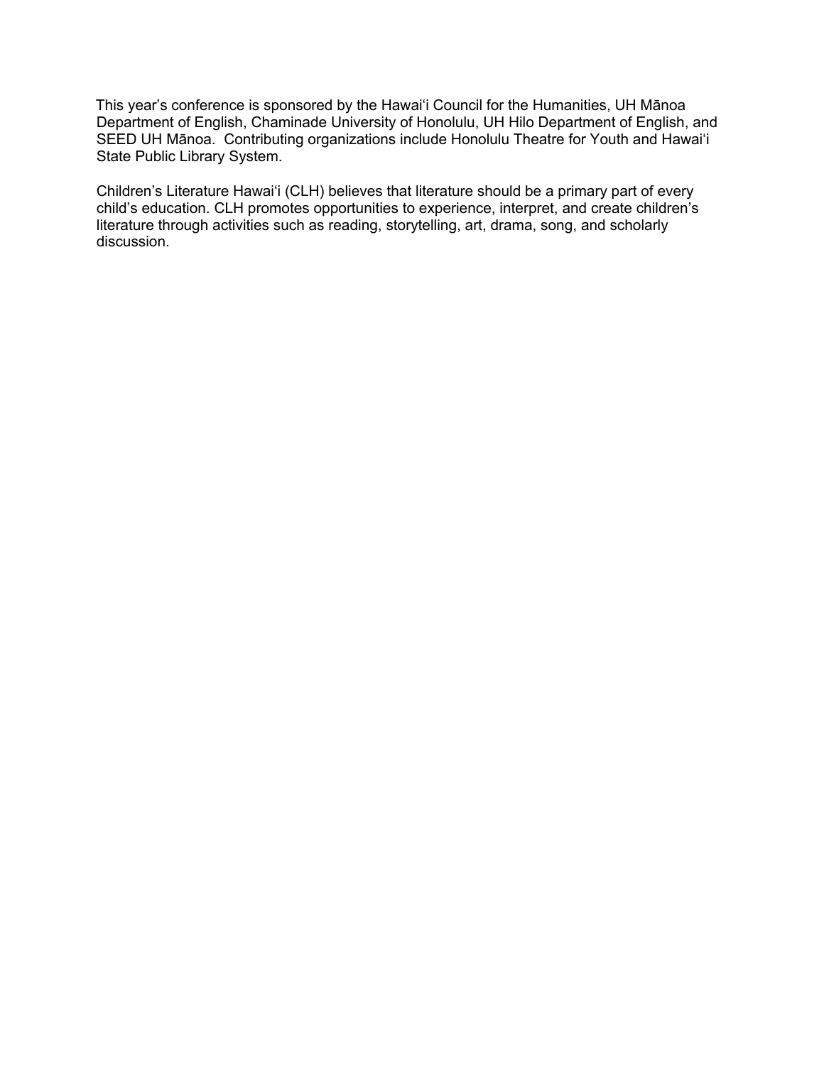This year's conference is sponsored by the Hawai'i Council for the Humanities, UH Mānoa Department of English, Chaminade University of Honolulu, UH Hilo Department of English, and SEED UH Mānoa. Contributing organizations include Honolulu Theatre for Youth and Hawai'i State Public Library System.

Children's Literature Hawai'i (CLH) believes that literature should be a primary part of every child's education. CLH promotes opportunities to experience, interpret, and create children's literature through activities such as reading, storytelling, art, drama, song, and scholarly discussion.